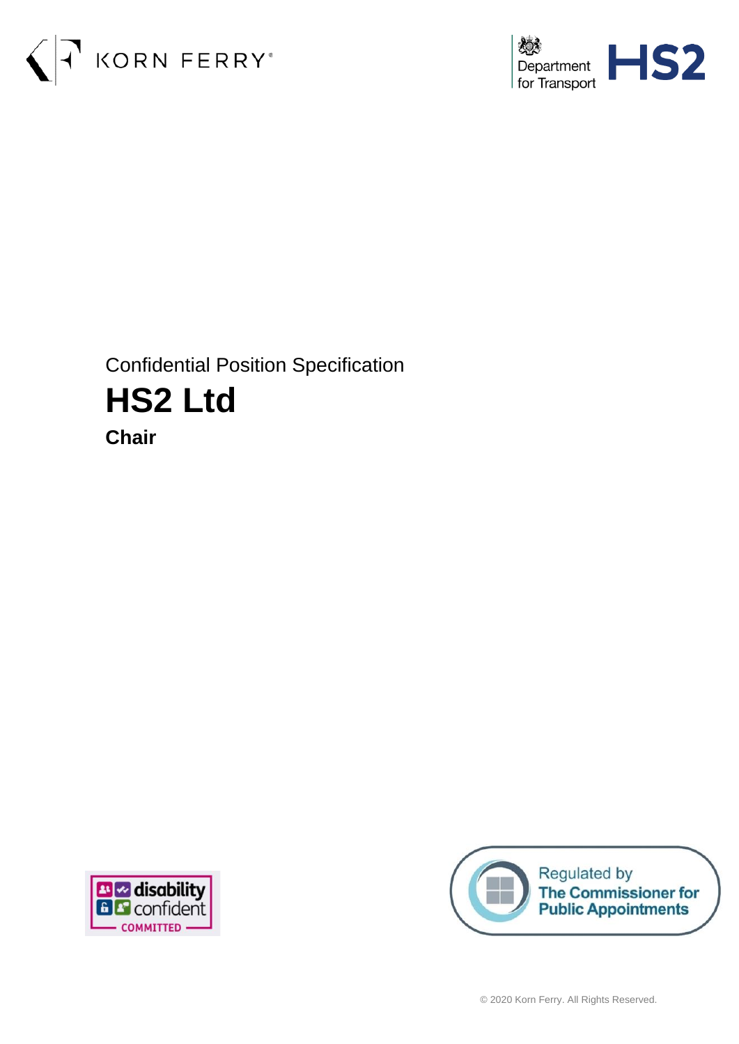KORN FERRY

Department for Transport HS2

Confidential Position Specification

# HS2 Ltd

## Chair

disability confident COMMITTED

Regulated by The Commissioner for Public Appointments

© 2020 Korn Ferry. All Rights Reserved.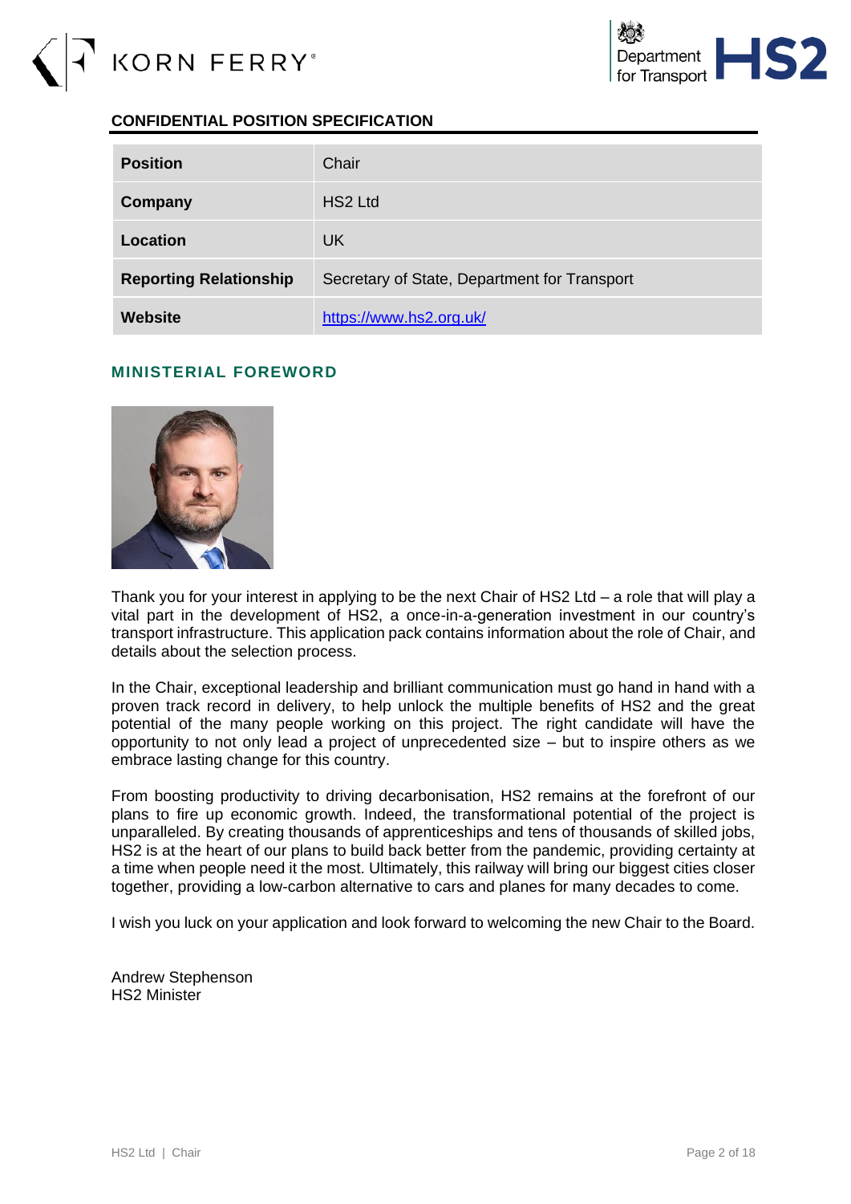**CONFIDENTIAL POSITION SPECIFICATION**

| | |
|---|---|
| **Position** | Chair |
| **Company** | HS2 Ltd |
| **Location** | UK |
| **Reporting Relationship** | Secretary of State, Department for Transport |
| **Website** | https://www.hs2.org.uk/ |

## MINISTERIAL FOREWORD

Thank you for your interest in applying to be the next Chair of HS2 Ltd – a role that will play a vital part in the development of HS2, a once-in-a-generation investment in our country's transport infrastructure. This application pack contains information about the role of Chair, and details about the selection process.

In the Chair, exceptional leadership and brilliant communication must go hand in hand with a proven track record in delivery, to help unlock the multiple benefits of HS2 and the great potential of the many people working on this project. The right candidate will have the opportunity to not only lead a project of unprecedented size – but to inspire others as we embrace lasting change for this country.

From boosting productivity to driving decarbonisation, HS2 remains at the forefront of our plans to fire up economic growth. Indeed, the transformational potential of the project is unparalleled. By creating thousands of apprenticeships and tens of thousands of skilled jobs, HS2 is at the heart of our plans to build back better from the pandemic, providing certainty at a time when people need it the most. Ultimately, this railway will bring our biggest cities closer together, providing a low-carbon alternative to cars and planes for many decades to come.

I wish you luck on your application and look forward to welcoming the new Chair to the Board.

Andrew Stephenson
HS2 Minister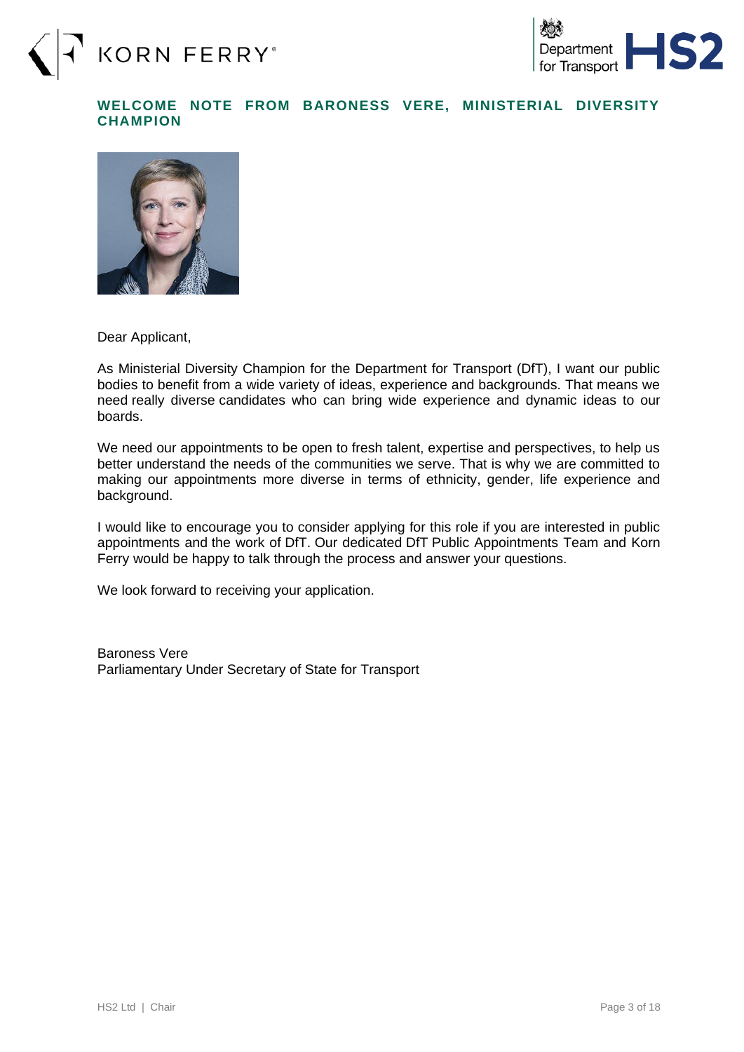## WELCOME NOTE FROM BARONESS VERE, MINISTERIAL DIVERSITY CHAMPION

Dear Applicant,

As Ministerial Diversity Champion for the Department for Transport (DfT), I want our public bodies to benefit from a wide variety of ideas, experience and backgrounds. That means we need really diverse candidates who can bring wide experience and dynamic ideas to our boards.

We need our appointments to be open to fresh talent, expertise and perspectives, to help us better understand the needs of the communities we serve. That is why we are committed to making our appointments more diverse in terms of ethnicity, gender, life experience and background.

I would like to encourage you to consider applying for this role if you are interested in public appointments and the work of DfT. Our dedicated DfT Public Appointments Team and Korn Ferry would be happy to talk through the process and answer your questions.

We look forward to receiving your application.

Baroness Vere
Parliamentary Under Secretary of State for Transport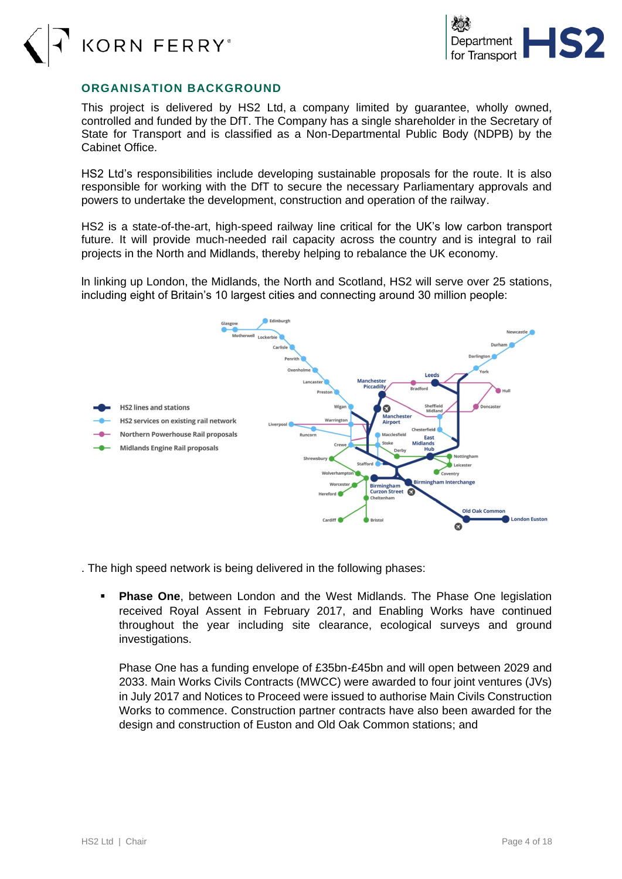## ORGANISATION BACKGROUND

This project is delivered by HS2 Ltd, a company limited by guarantee, wholly owned, controlled and funded by the DfT. The Company has a single shareholder in the Secretary of State for Transport and is classified as a Non-Departmental Public Body (NDPB) by the Cabinet Office.

HS2 Ltd's responsibilities include developing sustainable proposals for the route. It is also responsible for working with the DfT to secure the necessary Parliamentary approvals and powers to undertake the development, construction and operation of the railway.

HS2 is a state-of-the-art, high-speed railway line critical for the UK's low carbon transport future. It will provide much-needed rail capacity across the country and is integral to rail projects in the North and Midlands, thereby helping to rebalance the UK economy.

In linking up London, the Midlands, the North and Scotland, HS2 will serve over 25 stations, including eight of Britain's 10 largest cities and connecting around 30 million people:

HS2 lines and stations
HS2 services on existing rail network
Northern Powerhouse Rail proposals
Midlands Engine Rail proposals

Glasgow
Edinburgh
Motherwell
Lockerbie
Carlisle
Penrith
Oxenholme
Lancaster
Preston
Wigan
Warrington
Liverpool
Runcorn
Crewe
Manchester Piccadilly
Manchester Airport
Macclesfield
Stoke
Stafford
Shrewsbury
Wolverhampton
Worcester
Hereford
Cardiff
Cheltenham
Bristol
Birmingham Curzon Street
Birmingham Interchange
Derby
East Midlands Hub
Nottingham
Leicester
Coventry
Chesterfield
Sheffield Midland
Doncaster
Leeds
Bradford
York
Hull
Darlington
Durham
Newcastle
Old Oak Common
London Euston

. The high speed network is being delivered in the following phases:

- **Phase One**, between London and the West Midlands. The Phase One legislation received Royal Assent in February 2017, and Enabling Works have continued throughout the year including site clearance, ecological surveys and ground investigations.

  Phase One has a funding envelope of £35bn-£45bn and will open between 2029 and 2033. Main Works Civils Contracts (MWCC) were awarded to four joint ventures (JVs) in July 2017 and Notices to Proceed were issued to authorise Main Civils Construction Works to commence. Construction partner contracts have also been awarded for the design and construction of Euston and Old Oak Common stations; and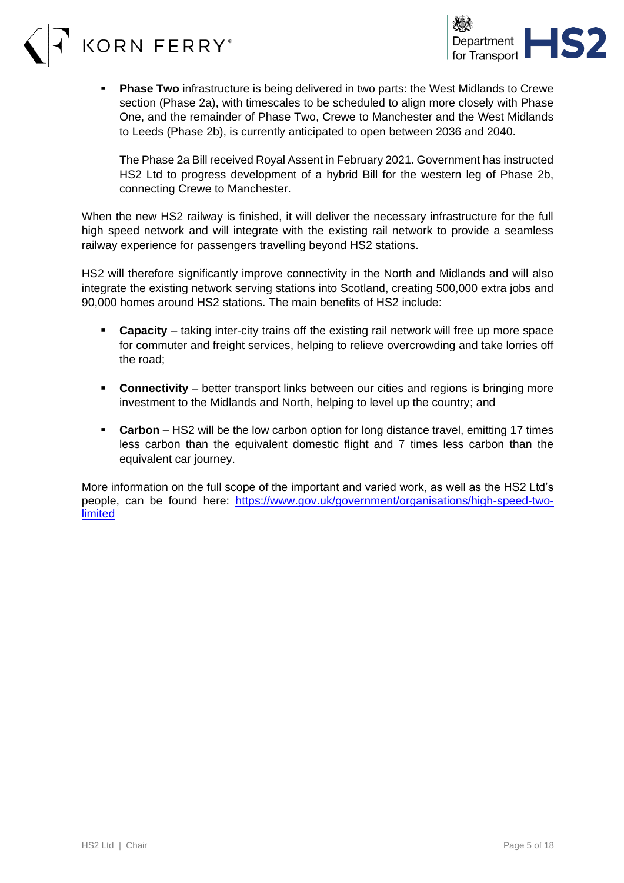- **Phase Two** infrastructure is being delivered in two parts: the West Midlands to Crewe section (Phase 2a), with timescales to be scheduled to align more closely with Phase One, and the remainder of Phase Two, Crewe to Manchester and the West Midlands to Leeds (Phase 2b), is currently anticipated to open between 2036 and 2040.

  The Phase 2a Bill received Royal Assent in February 2021. Government has instructed HS2 Ltd to progress development of a hybrid Bill for the western leg of Phase 2b, connecting Crewe to Manchester.

When the new HS2 railway is finished, it will deliver the necessary infrastructure for the full high speed network and will integrate with the existing rail network to provide a seamless railway experience for passengers travelling beyond HS2 stations.

HS2 will therefore significantly improve connectivity in the North and Midlands and will also integrate the existing network serving stations into Scotland, creating 500,000 extra jobs and 90,000 homes around HS2 stations. The main benefits of HS2 include:

- **Capacity** – taking inter-city trains off the existing rail network will free up more space for commuter and freight services, helping to relieve overcrowding and take lorries off the road;

- **Connectivity** – better transport links between our cities and regions is bringing more investment to the Midlands and North, helping to level up the country; and

- **Carbon** – HS2 will be the low carbon option for long distance travel, emitting 17 times less carbon than the equivalent domestic flight and 7 times less carbon than the equivalent car journey.

More information on the full scope of the important and varied work, as well as the HS2 Ltd's people, can be found here: [https://www.gov.uk/government/organisations/high-speed-two-limited](https://www.gov.uk/government/organisations/high-speed-two-limited)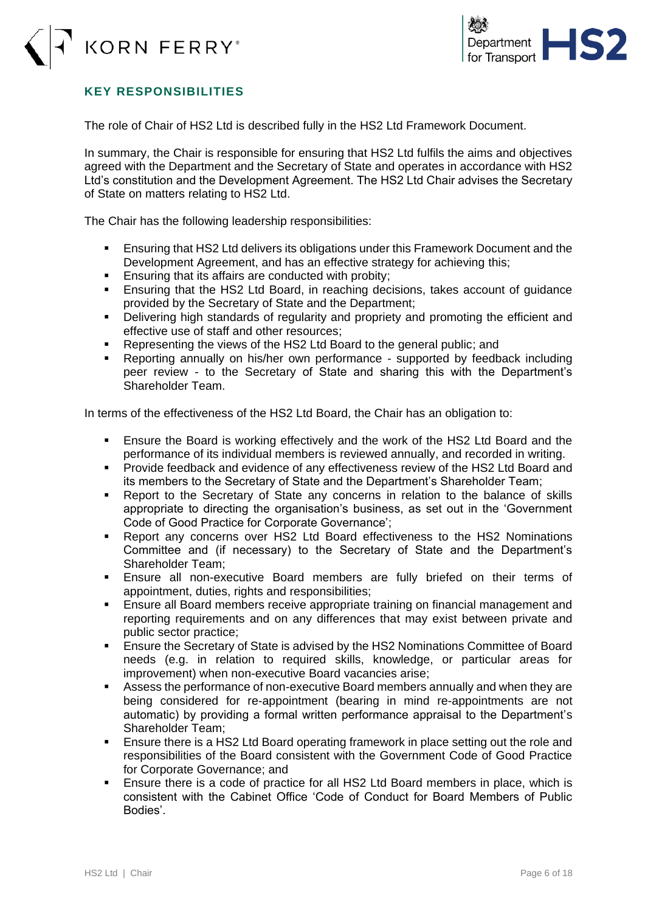## KEY RESPONSIBILITIES

The role of Chair of HS2 Ltd is described fully in the HS2 Ltd Framework Document.

In summary, the Chair is responsible for ensuring that HS2 Ltd fulfils the aims and objectives agreed with the Department and the Secretary of State and operates in accordance with HS2 Ltd's constitution and the Development Agreement. The HS2 Ltd Chair advises the Secretary of State on matters relating to HS2 Ltd.

The Chair has the following leadership responsibilities:

- Ensuring that HS2 Ltd delivers its obligations under this Framework Document and the Development Agreement, and has an effective strategy for achieving this;
- Ensuring that its affairs are conducted with probity;
- Ensuring that the HS2 Ltd Board, in reaching decisions, takes account of guidance provided by the Secretary of State and the Department;
- Delivering high standards of regularity and propriety and promoting the efficient and effective use of staff and other resources;
- Representing the views of the HS2 Ltd Board to the general public; and
- Reporting annually on his/her own performance - supported by feedback including peer review - to the Secretary of State and sharing this with the Department's Shareholder Team.

In terms of the effectiveness of the HS2 Ltd Board, the Chair has an obligation to:

- Ensure the Board is working effectively and the work of the HS2 Ltd Board and the performance of its individual members is reviewed annually, and recorded in writing.
- Provide feedback and evidence of any effectiveness review of the HS2 Ltd Board and its members to the Secretary of State and the Department's Shareholder Team;
- Report to the Secretary of State any concerns in relation to the balance of skills appropriate to directing the organisation's business, as set out in the 'Government Code of Good Practice for Corporate Governance';
- Report any concerns over HS2 Ltd Board effectiveness to the HS2 Nominations Committee and (if necessary) to the Secretary of State and the Department's Shareholder Team;
- Ensure all non-executive Board members are fully briefed on their terms of appointment, duties, rights and responsibilities;
- Ensure all Board members receive appropriate training on financial management and reporting requirements and on any differences that may exist between private and public sector practice;
- Ensure the Secretary of State is advised by the HS2 Nominations Committee of Board needs (e.g. in relation to required skills, knowledge, or particular areas for improvement) when non-executive Board vacancies arise;
- Assess the performance of non-executive Board members annually and when they are being considered for re-appointment (bearing in mind re-appointments are not automatic) by providing a formal written performance appraisal to the Department's Shareholder Team;
- Ensure there is a HS2 Ltd Board operating framework in place setting out the role and responsibilities of the Board consistent with the Government Code of Good Practice for Corporate Governance; and
- Ensure there is a code of practice for all HS2 Ltd Board members in place, which is consistent with the Cabinet Office 'Code of Conduct for Board Members of Public Bodies'.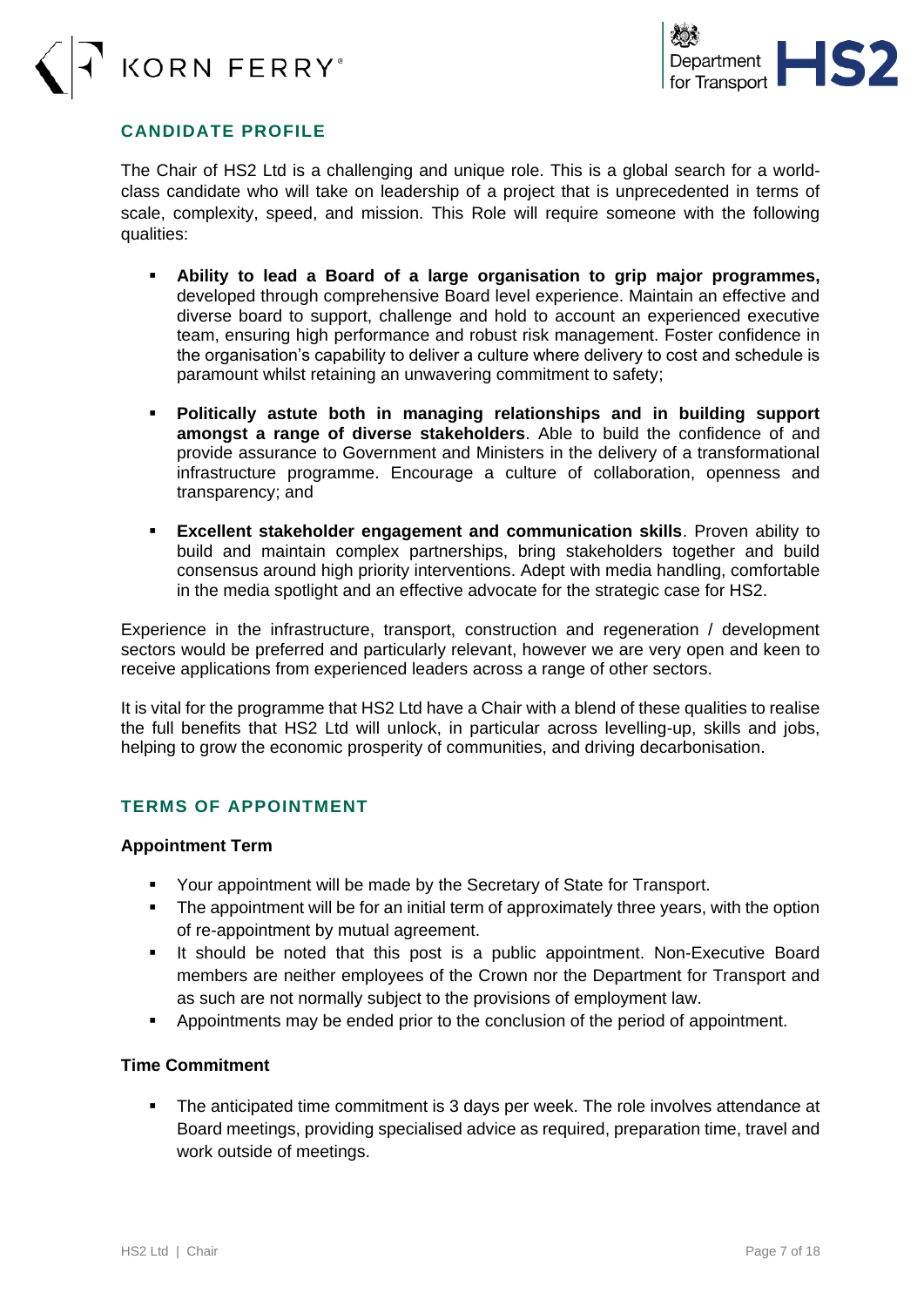## CANDIDATE PROFILE

The Chair of HS2 Ltd is a challenging and unique role. This is a global search for a world-class candidate who will take on leadership of a project that is unprecedented in terms of scale, complexity, speed, and mission. This Role will require someone with the following qualities:

- **Ability to lead a Board of a large organisation to grip major programmes,** developed through comprehensive Board level experience. Maintain an effective and diverse board to support, challenge and hold to account an experienced executive team, ensuring high performance and robust risk management. Foster confidence in the organisation's capability to deliver a culture where delivery to cost and schedule is paramount whilst retaining an unwavering commitment to safety;
- **Politically astute both in managing relationships and in building support amongst a range of diverse stakeholders**. Able to build the confidence of and provide assurance to Government and Ministers in the delivery of a transformational infrastructure programme. Encourage a culture of collaboration, openness and transparency; and
- **Excellent stakeholder engagement and communication skills**. Proven ability to build and maintain complex partnerships, bring stakeholders together and build consensus around high priority interventions. Adept with media handling, comfortable in the media spotlight and an effective advocate for the strategic case for HS2.

Experience in the infrastructure, transport, construction and regeneration / development sectors would be preferred and particularly relevant, however we are very open and keen to receive applications from experienced leaders across a range of other sectors.

It is vital for the programme that HS2 Ltd have a Chair with a blend of these qualities to realise the full benefits that HS2 Ltd will unlock, in particular across levelling-up, skills and jobs, helping to grow the economic prosperity of communities, and driving decarbonisation.

## TERMS OF APPOINTMENT

### Appointment Term

- Your appointment will be made by the Secretary of State for Transport.
- The appointment will be for an initial term of approximately three years, with the option of re-appointment by mutual agreement.
- It should be noted that this post is a public appointment. Non-Executive Board members are neither employees of the Crown nor the Department for Transport and as such are not normally subject to the provisions of employment law.
- Appointments may be ended prior to the conclusion of the period of appointment.

### Time Commitment

- The anticipated time commitment is 3 days per week. The role involves attendance at Board meetings, providing specialised advice as required, preparation time, travel and work outside of meetings.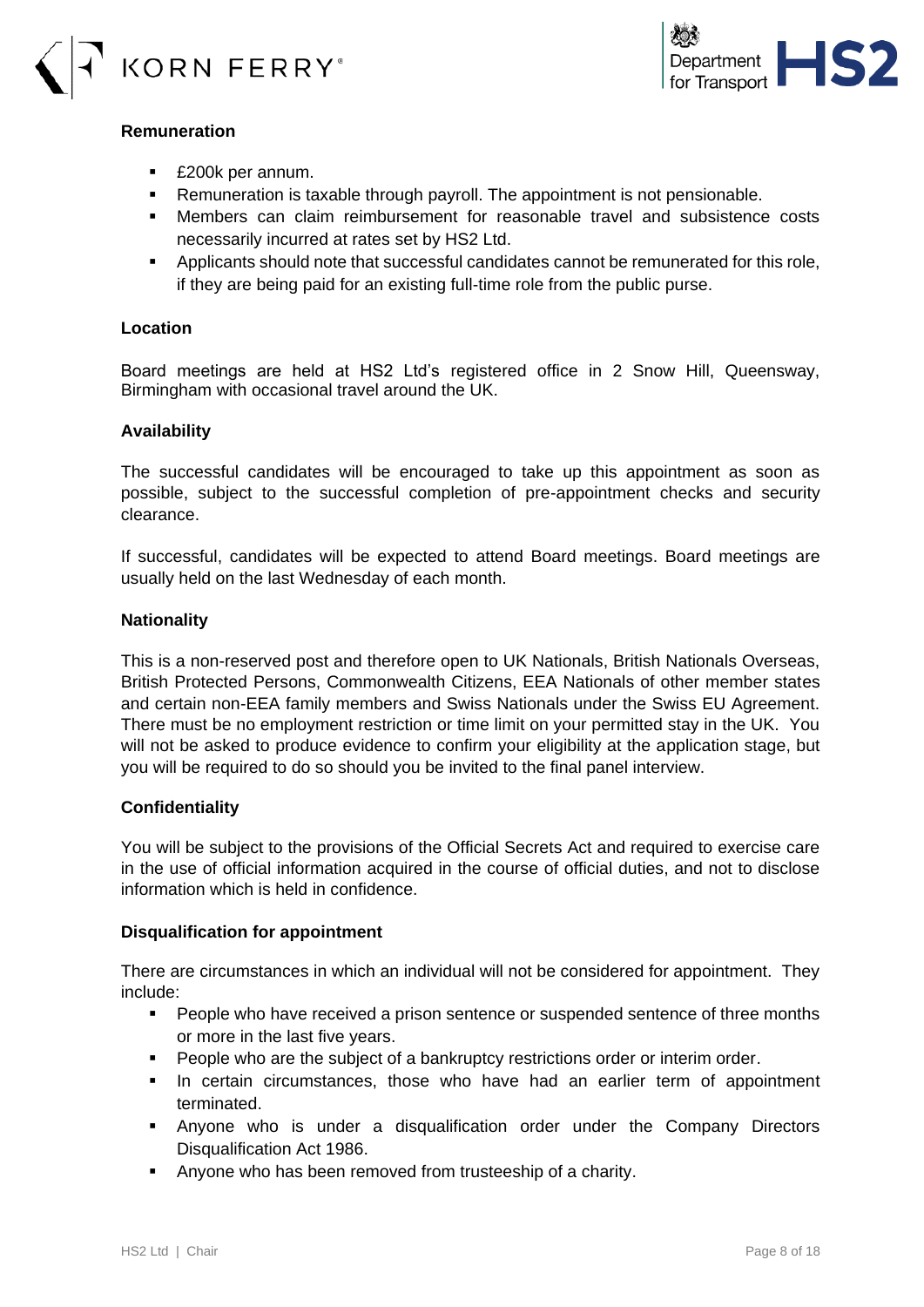**Remuneration**

- £200k per annum.
- Remuneration is taxable through payroll. The appointment is not pensionable.
- Members can claim reimbursement for reasonable travel and subsistence costs necessarily incurred at rates set by HS2 Ltd.
- Applicants should note that successful candidates cannot be remunerated for this role, if they are being paid for an existing full-time role from the public purse.

**Location**

Board meetings are held at HS2 Ltd's registered office in 2 Snow Hill, Queensway, Birmingham with occasional travel around the UK.

**Availability**

The successful candidates will be encouraged to take up this appointment as soon as possible, subject to the successful completion of pre-appointment checks and security clearance.

If successful, candidates will be expected to attend Board meetings. Board meetings are usually held on the last Wednesday of each month.

**Nationality**

This is a non-reserved post and therefore open to UK Nationals, British Nationals Overseas, British Protected Persons, Commonwealth Citizens, EEA Nationals of other member states and certain non-EEA family members and Swiss Nationals under the Swiss EU Agreement. There must be no employment restriction or time limit on your permitted stay in the UK. You will not be asked to produce evidence to confirm your eligibility at the application stage, but you will be required to do so should you be invited to the final panel interview.

**Confidentiality**

You will be subject to the provisions of the Official Secrets Act and required to exercise care in the use of official information acquired in the course of official duties, and not to disclose information which is held in confidence.

**Disqualification for appointment**

There are circumstances in which an individual will not be considered for appointment. They include:

- People who have received a prison sentence or suspended sentence of three months or more in the last five years.
- People who are the subject of a bankruptcy restrictions order or interim order.
- In certain circumstances, those who have had an earlier term of appointment terminated.
- Anyone who is under a disqualification order under the Company Directors Disqualification Act 1986.
- Anyone who has been removed from trusteeship of a charity.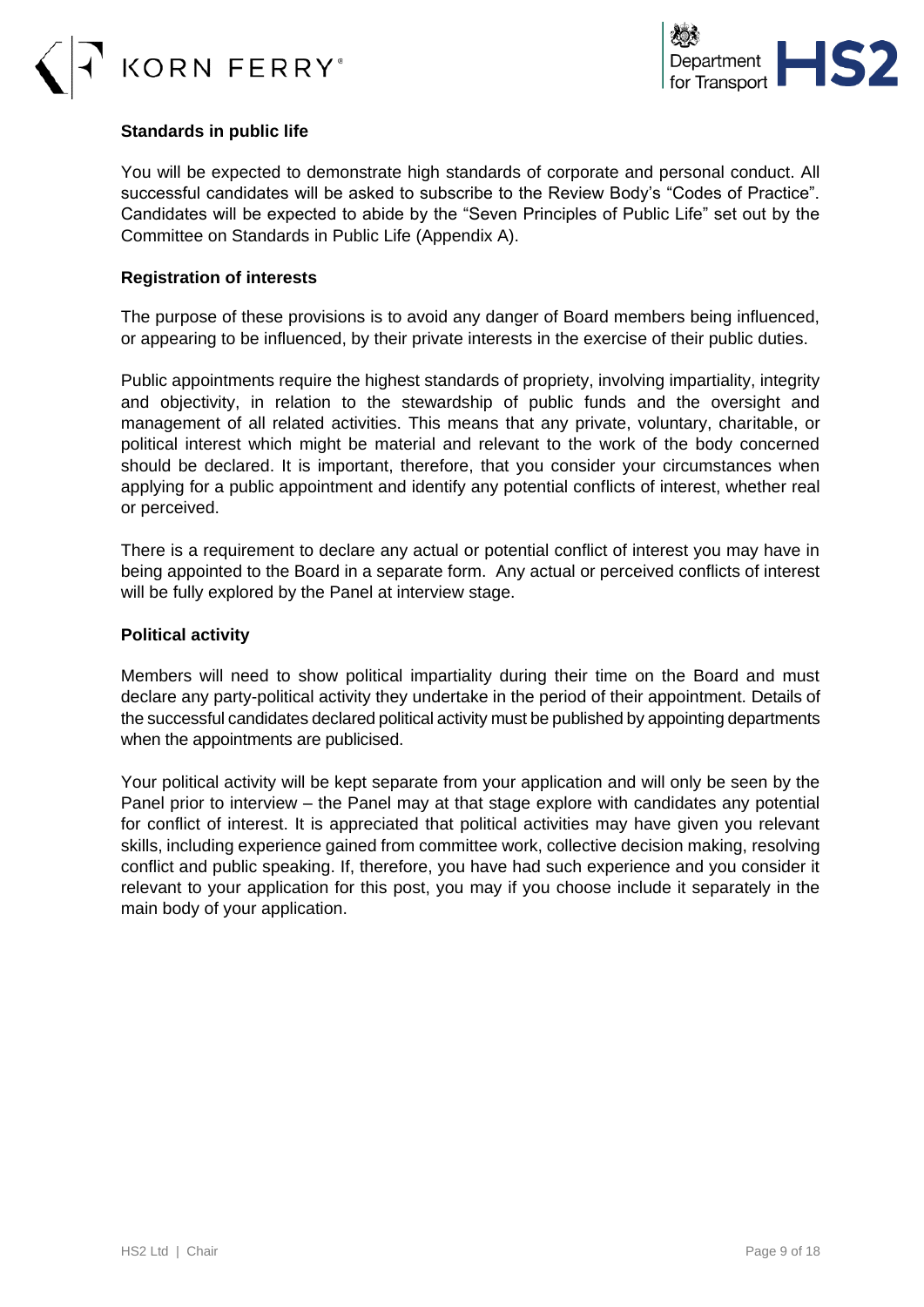### Standards in public life

You will be expected to demonstrate high standards of corporate and personal conduct. All successful candidates will be asked to subscribe to the Review Body's "Codes of Practice". Candidates will be expected to abide by the "Seven Principles of Public Life" set out by the Committee on Standards in Public Life (Appendix A).

### Registration of interests

The purpose of these provisions is to avoid any danger of Board members being influenced, or appearing to be influenced, by their private interests in the exercise of their public duties.

Public appointments require the highest standards of propriety, involving impartiality, integrity and objectivity, in relation to the stewardship of public funds and the oversight and management of all related activities. This means that any private, voluntary, charitable, or political interest which might be material and relevant to the work of the body concerned should be declared. It is important, therefore, that you consider your circumstances when applying for a public appointment and identify any potential conflicts of interest, whether real or perceived.

There is a requirement to declare any actual or potential conflict of interest you may have in being appointed to the Board in a separate form. Any actual or perceived conflicts of interest will be fully explored by the Panel at interview stage.

### Political activity

Members will need to show political impartiality during their time on the Board and must declare any party-political activity they undertake in the period of their appointment. Details of the successful candidates declared political activity must be published by appointing departments when the appointments are publicised.

Your political activity will be kept separate from your application and will only be seen by the Panel prior to interview – the Panel may at that stage explore with candidates any potential for conflict of interest. It is appreciated that political activities may have given you relevant skills, including experience gained from committee work, collective decision making, resolving conflict and public speaking. If, therefore, you have had such experience and you consider it relevant to your application for this post, you may if you choose include it separately in the main body of your application.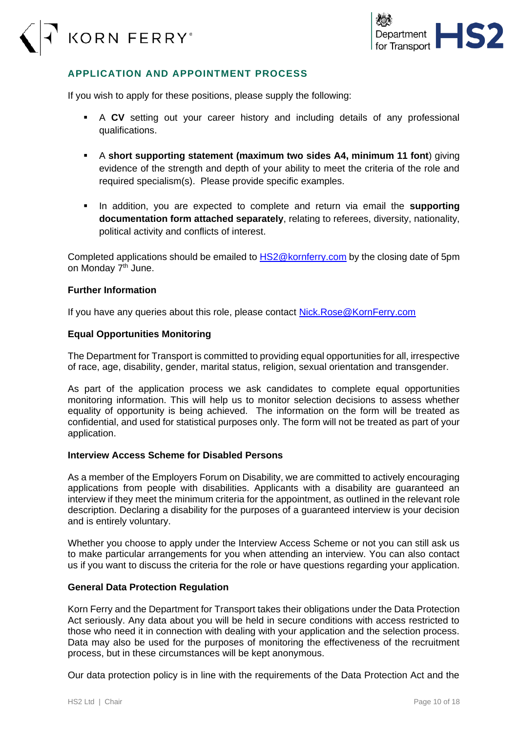## APPLICATION AND APPOINTMENT PROCESS

If you wish to apply for these positions, please supply the following:

- A **CV** setting out your career history and including details of any professional qualifications.
- A **short supporting statement (maximum two sides A4, minimum 11 font**) giving evidence of the strength and depth of your ability to meet the criteria of the role and required specialism(s). Please provide specific examples.
- In addition, you are expected to complete and return via email the **supporting documentation form attached separately**, relating to referees, diversity, nationality, political activity and conflicts of interest.

Completed applications should be emailed to HS2@kornferry.com by the closing date of 5pm on Monday 7th June.

**Further Information**

If you have any queries about this role, please contact Nick.Rose@KornFerry.com

**Equal Opportunities Monitoring**

The Department for Transport is committed to providing equal opportunities for all, irrespective of race, age, disability, gender, marital status, religion, sexual orientation and transgender.

As part of the application process we ask candidates to complete equal opportunities monitoring information. This will help us to monitor selection decisions to assess whether equality of opportunity is being achieved. The information on the form will be treated as confidential, and used for statistical purposes only. The form will not be treated as part of your application.

**Interview Access Scheme for Disabled Persons**

As a member of the Employers Forum on Disability, we are committed to actively encouraging applications from people with disabilities. Applicants with a disability are guaranteed an interview if they meet the minimum criteria for the appointment, as outlined in the relevant role description. Declaring a disability for the purposes of a guaranteed interview is your decision and is entirely voluntary.

Whether you choose to apply under the Interview Access Scheme or not you can still ask us to make particular arrangements for you when attending an interview. You can also contact us if you want to discuss the criteria for the role or have questions regarding your application.

**General Data Protection Regulation**

Korn Ferry and the Department for Transport takes their obligations under the Data Protection Act seriously. Any data about you will be held in secure conditions with access restricted to those who need it in connection with dealing with your application and the selection process. Data may also be used for the purposes of monitoring the effectiveness of the recruitment process, but in these circumstances will be kept anonymous.

Our data protection policy is in line with the requirements of the Data Protection Act and the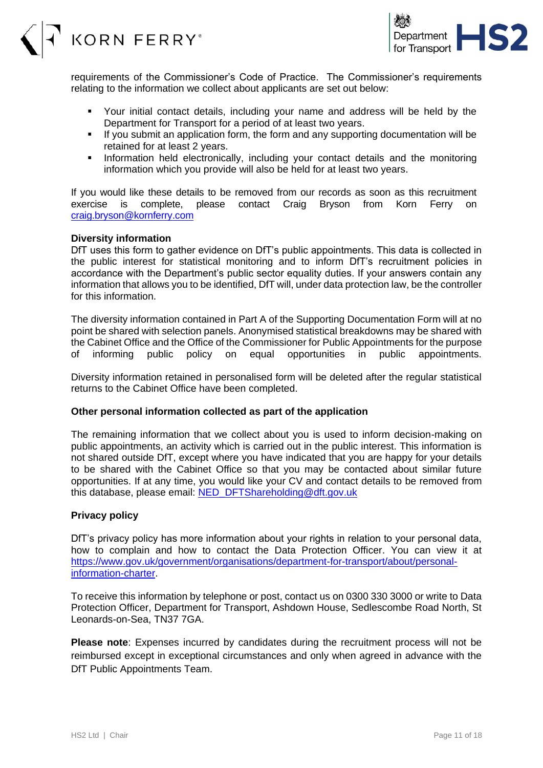requirements of the Commissioner's Code of Practice. The Commissioner's requirements relating to the information we collect about applicants are set out below:

- Your initial contact details, including your name and address will be held by the Department for Transport for a period of at least two years.
- If you submit an application form, the form and any supporting documentation will be retained for at least 2 years.
- Information held electronically, including your contact details and the monitoring information which you provide will also be held for at least two years.

If you would like these details to be removed from our records as soon as this recruitment exercise is complete, please contact Craig Bryson from Korn Ferry on craig.bryson@kornferry.com

**Diversity information**

DfT uses this form to gather evidence on DfT's public appointments. This data is collected in the public interest for statistical monitoring and to inform DfT's recruitment policies in accordance with the Department's public sector equality duties. If your answers contain any information that allows you to be identified, DfT will, under data protection law, be the controller for this information.

The diversity information contained in Part A of the Supporting Documentation Form will at no point be shared with selection panels. Anonymised statistical breakdowns may be shared with the Cabinet Office and the Office of the Commissioner for Public Appointments for the purpose of informing public policy on equal opportunities in public appointments.

Diversity information retained in personalised form will be deleted after the regular statistical returns to the Cabinet Office have been completed.

**Other personal information collected as part of the application**

The remaining information that we collect about you is used to inform decision-making on public appointments, an activity which is carried out in the public interest. This information is not shared outside DfT, except where you have indicated that you are happy for your details to be shared with the Cabinet Office so that you may be contacted about similar future opportunities. If at any time, you would like your CV and contact details to be removed from this database, please email: NED_DFTShareholding@dft.gov.uk

**Privacy policy**

DfT's privacy policy has more information about your rights in relation to your personal data, how to complain and how to contact the Data Protection Officer. You can view it at https://www.gov.uk/government/organisations/department-for-transport/about/personal-information-charter.

To receive this information by telephone or post, contact us on 0300 330 3000 or write to Data Protection Officer, Department for Transport, Ashdown House, Sedlescombe Road North, St Leonards-on-Sea, TN37 7GA.

**Please note**: Expenses incurred by candidates during the recruitment process will not be reimbursed except in exceptional circumstances and only when agreed in advance with the DfT Public Appointments Team.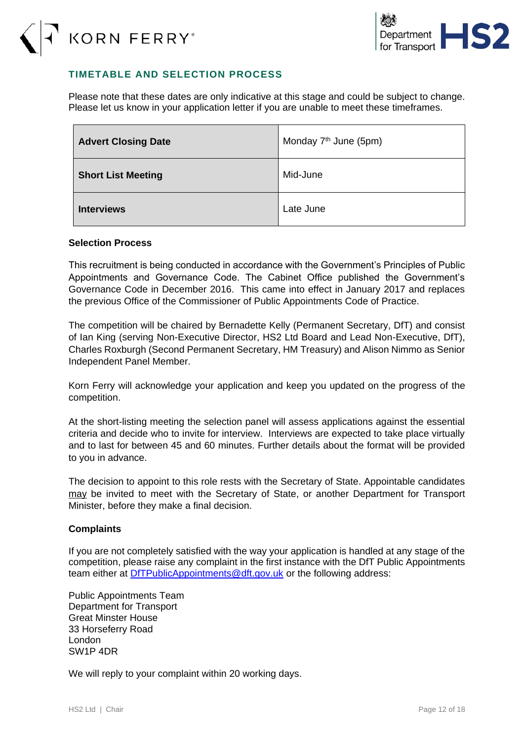## TIMETABLE AND SELECTION PROCESS

Please note that these dates are only indicative at this stage and could be subject to change. Please let us know in your application letter if you are unable to meet these timeframes.

| | |
|---|---|
| **Advert Closing Date** | Monday 7th June (5pm) |
| **Short List Meeting** | Mid-June |
| **Interviews** | Late June |

### Selection Process

This recruitment is being conducted in accordance with the Government's Principles of Public Appointments and Governance Code. The Cabinet Office published the Government's Governance Code in December 2016. This came into effect in January 2017 and replaces the previous Office of the Commissioner of Public Appointments Code of Practice.

The competition will be chaired by Bernadette Kelly (Permanent Secretary, DfT) and consist of Ian King (serving Non-Executive Director, HS2 Ltd Board and Lead Non-Executive, DfT), Charles Roxburgh (Second Permanent Secretary, HM Treasury) and Alison Nimmo as Senior Independent Panel Member.

Korn Ferry will acknowledge your application and keep you updated on the progress of the competition.

At the short-listing meeting the selection panel will assess applications against the essential criteria and decide who to invite for interview. Interviews are expected to take place virtually and to last for between 45 and 60 minutes. Further details about the format will be provided to you in advance.

The decision to appoint to this role rests with the Secretary of State. Appointable candidates may be invited to meet with the Secretary of State, or another Department for Transport Minister, before they make a final decision.

### Complaints

If you are not completely satisfied with the way your application is handled at any stage of the competition, please raise any complaint in the first instance with the DfT Public Appointments team either at DfTPublicAppointments@dft.gov.uk or the following address:

Public Appointments Team
Department for Transport
Great Minster House
33 Horseferry Road
London
SW1P 4DR

We will reply to your complaint within 20 working days.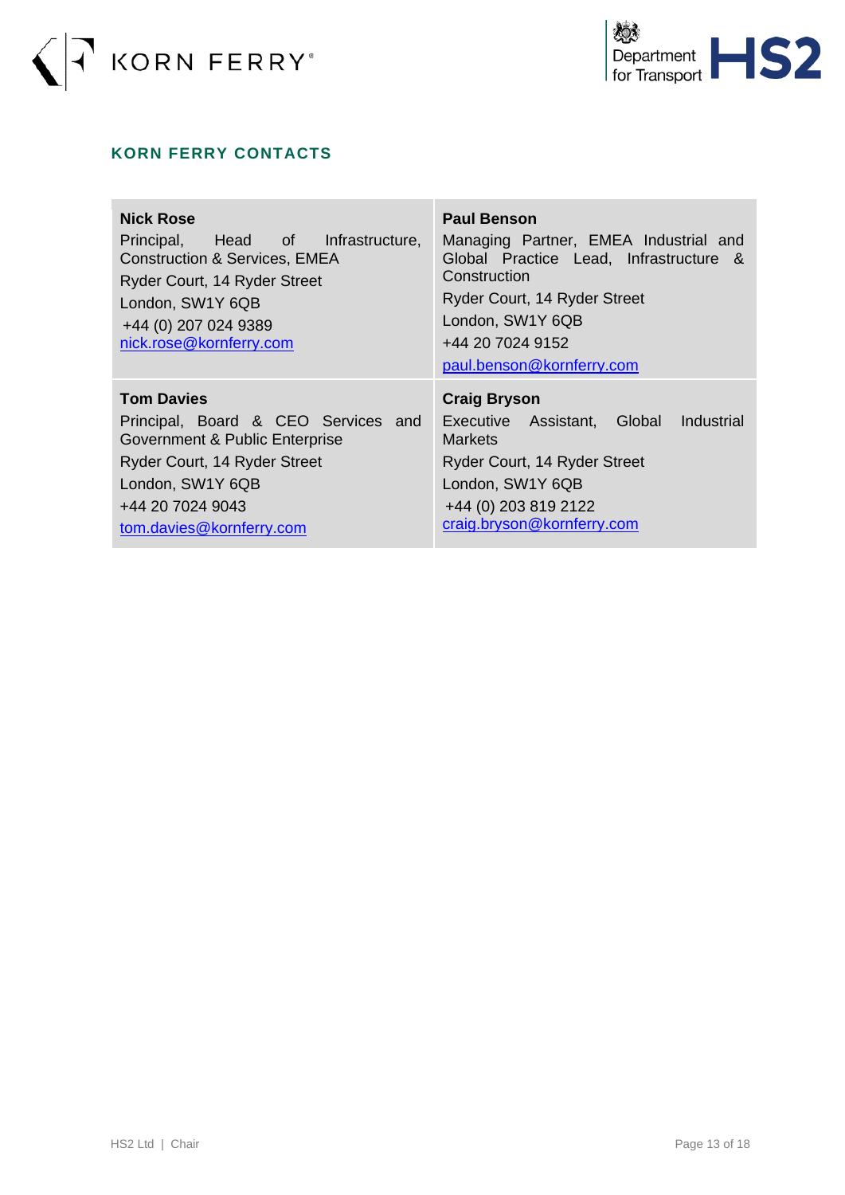## KORN FERRY CONTACTS

| | |
|---|---|
| **Nick Rose**<br>Principal, Head of Infrastructure, Construction & Services, EMEA<br>Ryder Court, 14 Ryder Street<br>London, SW1Y 6QB<br>+44 (0) 207 024 9389<br>nick.rose@kornferry.com | **Paul Benson**<br>Managing Partner, EMEA Industrial and Global Practice Lead, Infrastructure & Construction<br>Ryder Court, 14 Ryder Street<br>London, SW1Y 6QB<br>+44 20 7024 9152<br>paul.benson@kornferry.com |
| **Tom Davies**<br>Principal, Board & CEO Services and Government & Public Enterprise<br>Ryder Court, 14 Ryder Street<br>London, SW1Y 6QB<br>+44 20 7024 9043<br>tom.davies@kornferry.com | **Craig Bryson**<br>Executive Assistant, Global Industrial Markets<br>Ryder Court, 14 Ryder Street<br>London, SW1Y 6QB<br>+44 (0) 203 819 2122<br>craig.bryson@kornferry.com |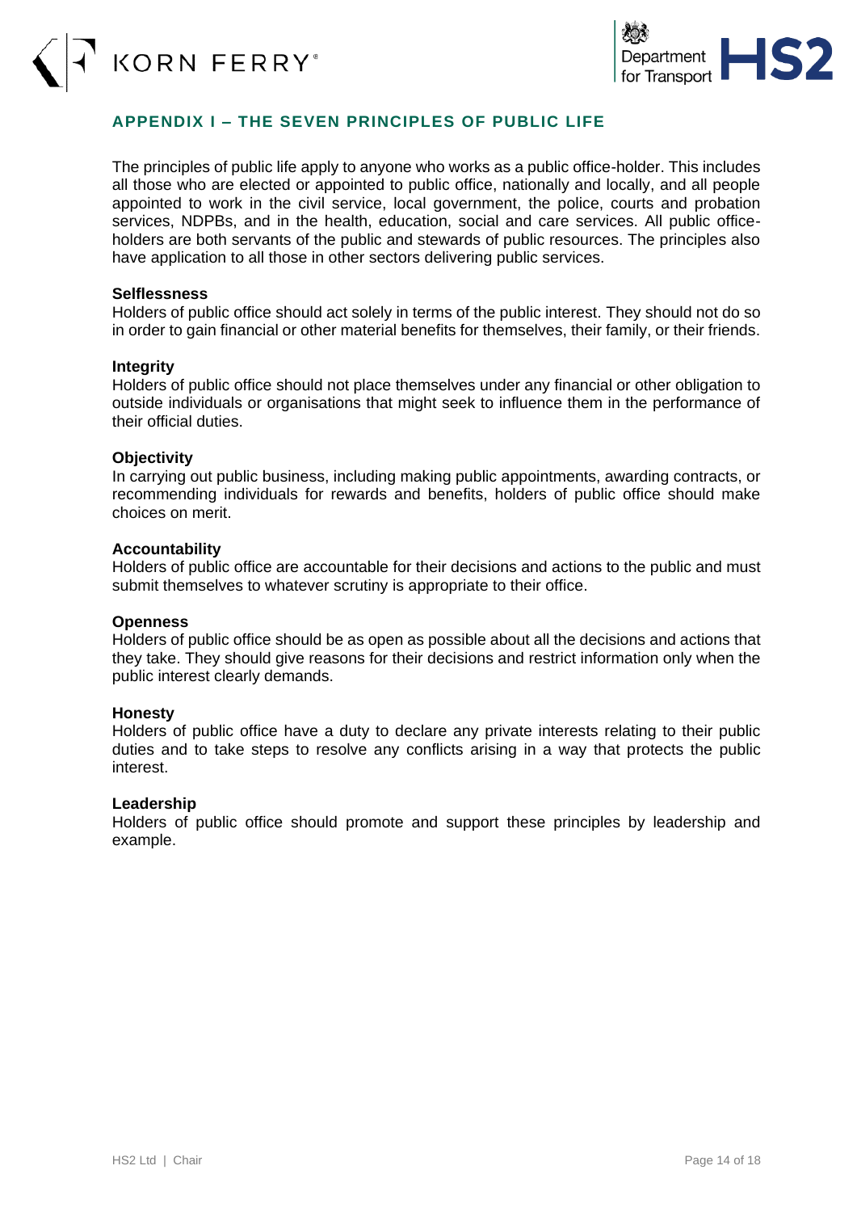## APPENDIX I – THE SEVEN PRINCIPLES OF PUBLIC LIFE

The principles of public life apply to anyone who works as a public office-holder. This includes all those who are elected or appointed to public office, nationally and locally, and all people appointed to work in the civil service, local government, the police, courts and probation services, NDPBs, and in the health, education, social and care services. All public office-holders are both servants of the public and stewards of public resources. The principles also have application to all those in other sectors delivering public services.

**Selflessness**
Holders of public office should act solely in terms of the public interest. They should not do so in order to gain financial or other material benefits for themselves, their family, or their friends.

**Integrity**
Holders of public office should not place themselves under any financial or other obligation to outside individuals or organisations that might seek to influence them in the performance of their official duties.

**Objectivity**
In carrying out public business, including making public appointments, awarding contracts, or recommending individuals for rewards and benefits, holders of public office should make choices on merit.

**Accountability**
Holders of public office are accountable for their decisions and actions to the public and must submit themselves to whatever scrutiny is appropriate to their office.

**Openness**
Holders of public office should be as open as possible about all the decisions and actions that they take. They should give reasons for their decisions and restrict information only when the public interest clearly demands.

**Honesty**
Holders of public office have a duty to declare any private interests relating to their public duties and to take steps to resolve any conflicts arising in a way that protects the public interest.

**Leadership**
Holders of public office should promote and support these principles by leadership and example.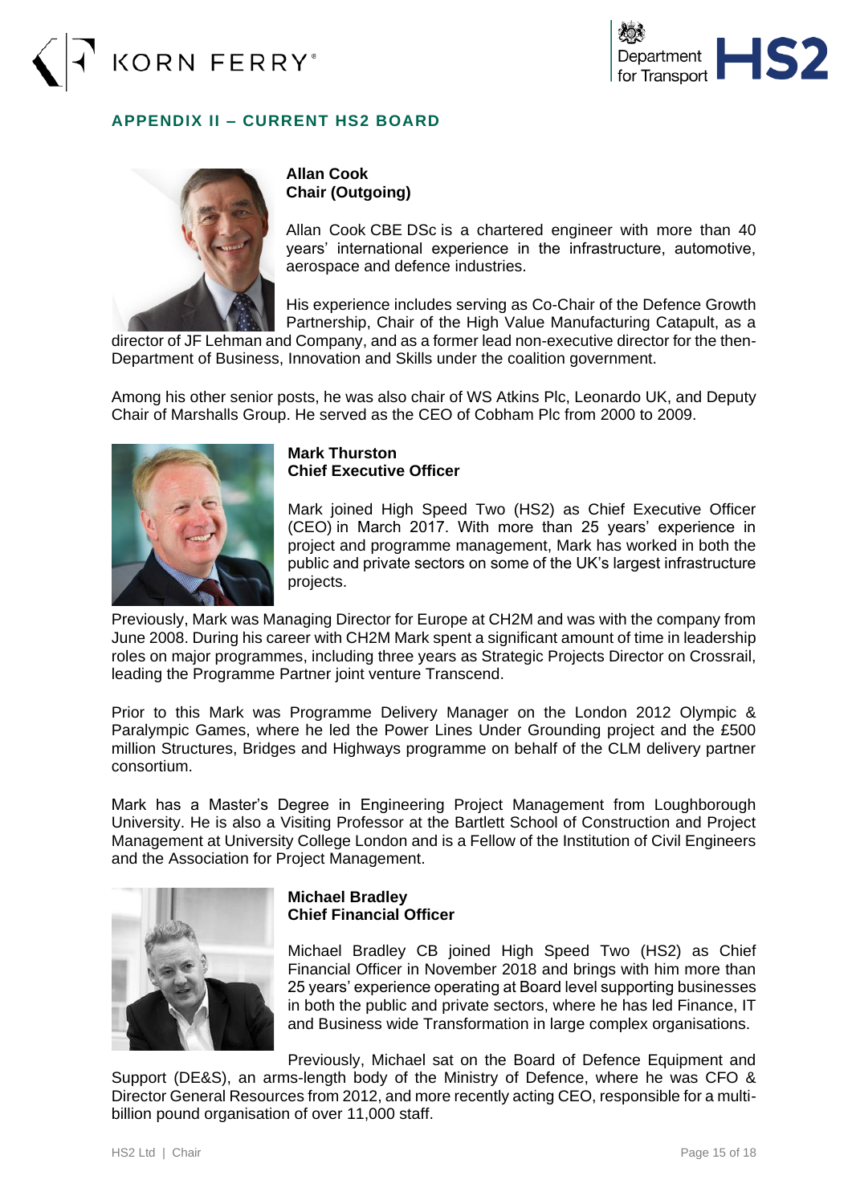## APPENDIX II – CURRENT HS2 BOARD

**Allan Cook**
**Chair (Outgoing)**

Allan Cook CBE DSc is a chartered engineer with more than 40 years' international experience in the infrastructure, automotive, aerospace and defence industries.

His experience includes serving as Co-Chair of the Defence Growth Partnership, Chair of the High Value Manufacturing Catapult, as a director of JF Lehman and Company, and as a former lead non-executive director for the then-Department of Business, Innovation and Skills under the coalition government.

Among his other senior posts, he was also chair of WS Atkins Plc, Leonardo UK, and Deputy Chair of Marshalls Group. He served as the CEO of Cobham Plc from 2000 to 2009.

**Mark Thurston**
**Chief Executive Officer**

Mark joined High Speed Two (HS2) as Chief Executive Officer (CEO) in March 2017. With more than 25 years' experience in project and programme management, Mark has worked in both the public and private sectors on some of the UK's largest infrastructure projects.

Previously, Mark was Managing Director for Europe at CH2M and was with the company from June 2008. During his career with CH2M Mark spent a significant amount of time in leadership roles on major programmes, including three years as Strategic Projects Director on Crossrail, leading the Programme Partner joint venture Transcend.

Prior to this Mark was Programme Delivery Manager on the London 2012 Olympic & Paralympic Games, where he led the Power Lines Under Grounding project and the £500 million Structures, Bridges and Highways programme on behalf of the CLM delivery partner consortium.

Mark has a Master's Degree in Engineering Project Management from Loughborough University. He is also a Visiting Professor at the Bartlett School of Construction and Project Management at University College London and is a Fellow of the Institution of Civil Engineers and the Association for Project Management.

**Michael Bradley**
**Chief Financial Officer**

Michael Bradley CB joined High Speed Two (HS2) as Chief Financial Officer in November 2018 and brings with him more than 25 years' experience operating at Board level supporting businesses in both the public and private sectors, where he has led Finance, IT and Business wide Transformation in large complex organisations.

Previously, Michael sat on the Board of Defence Equipment and Support (DE&S), an arms-length body of the Ministry of Defence, where he was CFO & Director General Resources from 2012, and more recently acting CEO, responsible for a multi-billion pound organisation of over 11,000 staff.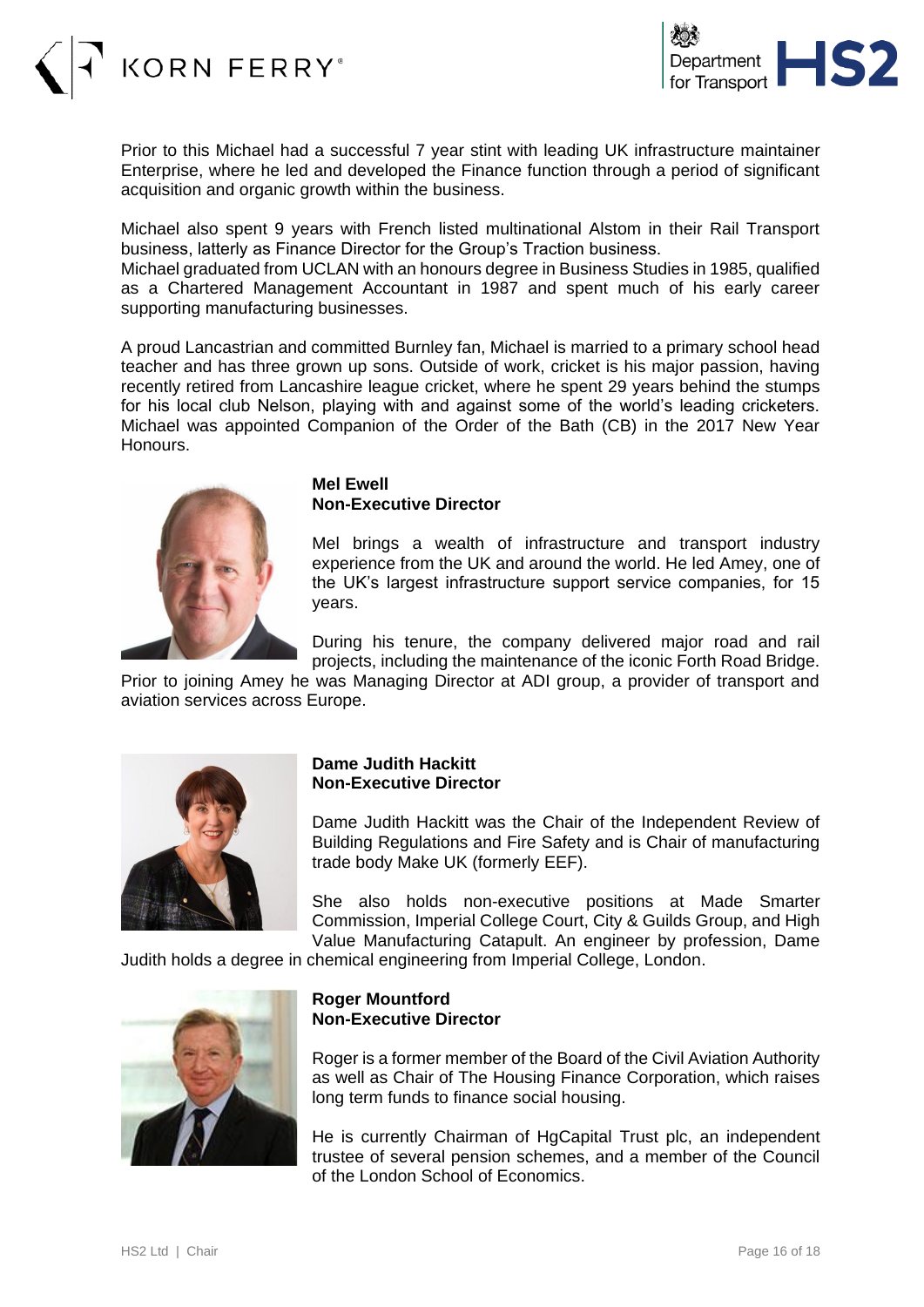Prior to this Michael had a successful 7 year stint with leading UK infrastructure maintainer Enterprise, where he led and developed the Finance function through a period of significant acquisition and organic growth within the business.

Michael also spent 9 years with French listed multinational Alstom in their Rail Transport business, latterly as Finance Director for the Group's Traction business.
Michael graduated from UCLAN with an honours degree in Business Studies in 1985, qualified as a Chartered Management Accountant in 1987 and spent much of his early career supporting manufacturing businesses.

A proud Lancastrian and committed Burnley fan, Michael is married to a primary school head teacher and has three grown up sons. Outside of work, cricket is his major passion, having recently retired from Lancashire league cricket, where he spent 29 years behind the stumps for his local club Nelson, playing with and against some of the world's leading cricketers. Michael was appointed Companion of the Order of the Bath (CB) in the 2017 New Year Honours.

**Mel Ewell**
**Non-Executive Director**

Mel brings a wealth of infrastructure and transport industry experience from the UK and around the world. He led Amey, one of the UK's largest infrastructure support service companies, for 15 years.

During his tenure, the company delivered major road and rail projects, including the maintenance of the iconic Forth Road Bridge. Prior to joining Amey he was Managing Director at ADI group, a provider of transport and aviation services across Europe.

**Dame Judith Hackitt**
**Non-Executive Director**

Dame Judith Hackitt was the Chair of the Independent Review of Building Regulations and Fire Safety and is Chair of manufacturing trade body Make UK (formerly EEF).

She also holds non-executive positions at Made Smarter Commission, Imperial College Court, City & Guilds Group, and High Value Manufacturing Catapult. An engineer by profession, Dame Judith holds a degree in chemical engineering from Imperial College, London.

**Roger Mountford**
**Non-Executive Director**

Roger is a former member of the Board of the Civil Aviation Authority as well as Chair of The Housing Finance Corporation, which raises long term funds to finance social housing.

He is currently Chairman of HgCapital Trust plc, an independent trustee of several pension schemes, and a member of the Council of the London School of Economics.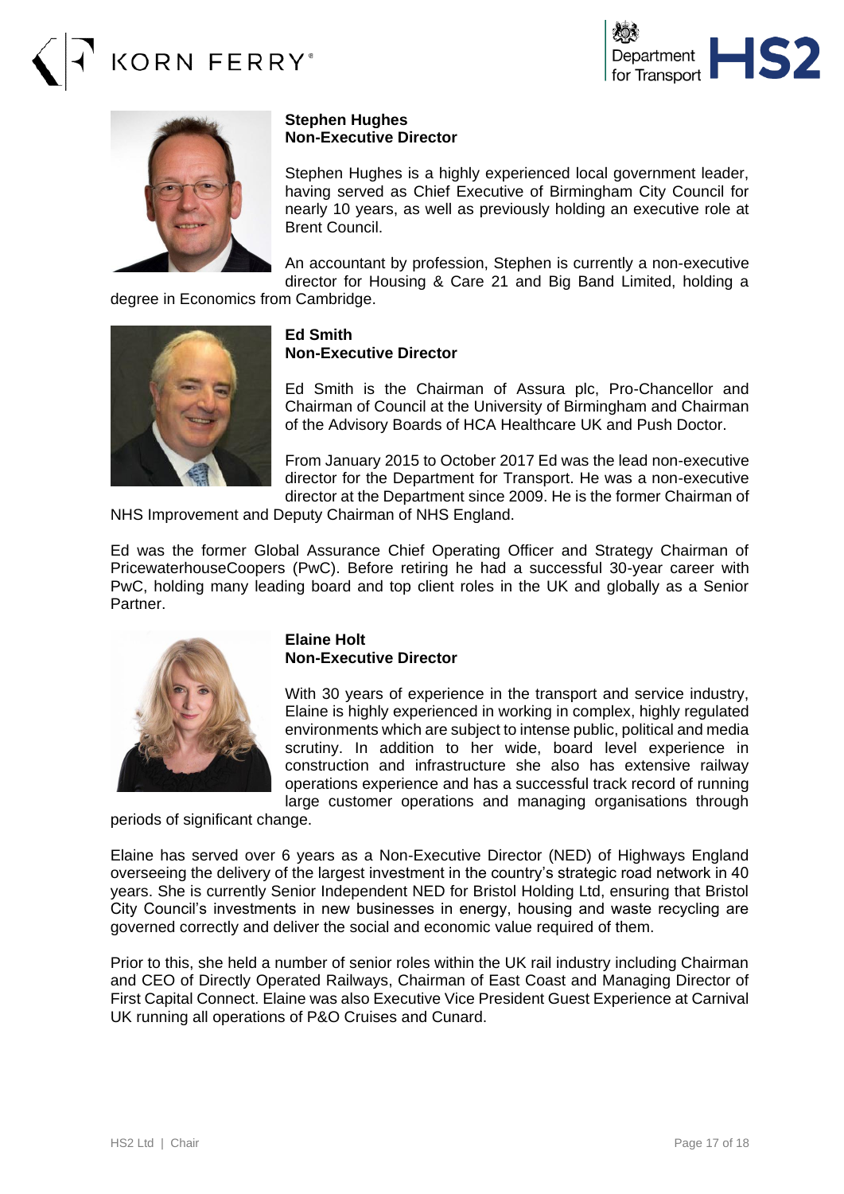**Stephen Hughes**
**Non-Executive Director**

Stephen Hughes is a highly experienced local government leader, having served as Chief Executive of Birmingham City Council for nearly 10 years, as well as previously holding an executive role at Brent Council.

An accountant by profession, Stephen is currently a non-executive director for Housing & Care 21 and Big Band Limited, holding a degree in Economics from Cambridge.

**Ed Smith**
**Non-Executive Director**

Ed Smith is the Chairman of Assura plc, Pro-Chancellor and Chairman of Council at the University of Birmingham and Chairman of the Advisory Boards of HCA Healthcare UK and Push Doctor.

From January 2015 to October 2017 Ed was the lead non-executive director for the Department for Transport. He was a non-executive director at the Department since 2009. He is the former Chairman of NHS Improvement and Deputy Chairman of NHS England.

Ed was the former Global Assurance Chief Operating Officer and Strategy Chairman of PricewaterhouseCoopers (PwC). Before retiring he had a successful 30-year career with PwC, holding many leading board and top client roles in the UK and globally as a Senior Partner.

**Elaine Holt**
**Non-Executive Director**

With 30 years of experience in the transport and service industry, Elaine is highly experienced in working in complex, highly regulated environments which are subject to intense public, political and media scrutiny. In addition to her wide, board level experience in construction and infrastructure she also has extensive railway operations experience and has a successful track record of running large customer operations and managing organisations through periods of significant change.

Elaine has served over 6 years as a Non-Executive Director (NED) of Highways England overseeing the delivery of the largest investment in the country's strategic road network in 40 years. She is currently Senior Independent NED for Bristol Holding Ltd, ensuring that Bristol City Council's investments in new businesses in energy, housing and waste recycling are governed correctly and deliver the social and economic value required of them.

Prior to this, she held a number of senior roles within the UK rail industry including Chairman and CEO of Directly Operated Railways, Chairman of East Coast and Managing Director of First Capital Connect. Elaine was also Executive Vice President Guest Experience at Carnival UK running all operations of P&O Cruises and Cunard.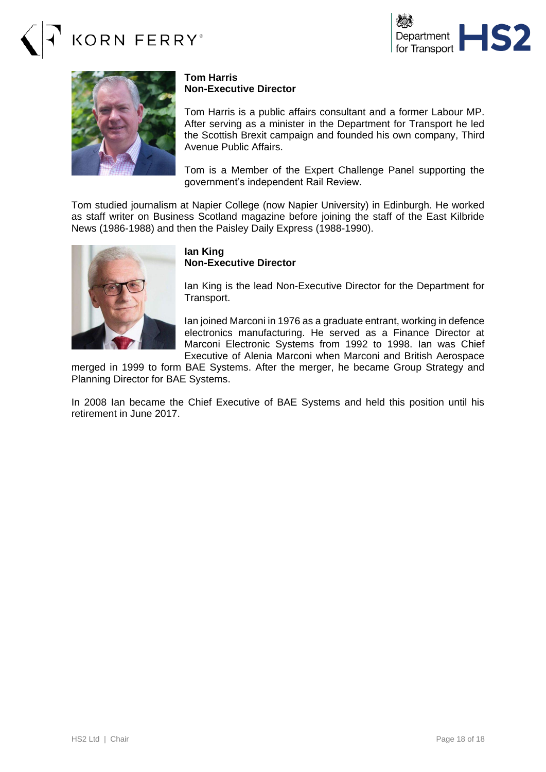**Tom Harris**
**Non-Executive Director**

Tom Harris is a public affairs consultant and a former Labour MP. After serving as a minister in the Department for Transport he led the Scottish Brexit campaign and founded his own company, Third Avenue Public Affairs.

Tom is a Member of the Expert Challenge Panel supporting the government's independent Rail Review.

Tom studied journalism at Napier College (now Napier University) in Edinburgh. He worked as staff writer on Business Scotland magazine before joining the staff of the East Kilbride News (1986-1988) and then the Paisley Daily Express (1988-1990).

**Ian King**
**Non-Executive Director**

Ian King is the lead Non-Executive Director for the Department for Transport.

Ian joined Marconi in 1976 as a graduate entrant, working in defence electronics manufacturing. He served as a Finance Director at Marconi Electronic Systems from 1992 to 1998. Ian was Chief Executive of Alenia Marconi when Marconi and British Aerospace merged in 1999 to form BAE Systems. After the merger, he became Group Strategy and Planning Director for BAE Systems.

In 2008 Ian became the Chief Executive of BAE Systems and held this position until his retirement in June 2017.